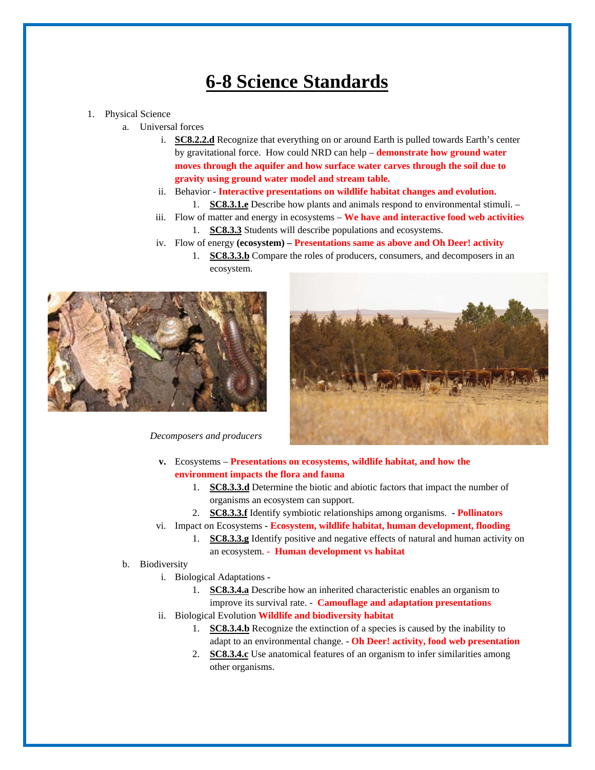# 6-8 Science Standards

1. Physical Science
   a. Universal forces
      i. **SC8.2.2.d** Recognize that everything on or around Earth is pulled towards Earth's center by gravitational force. How could NRD can help – **demonstrate how ground water moves through the aquifer and how surface water carves through the soil due to gravity using ground water model and stream table.**
      ii. Behavior - **Interactive presentations on wildlife habitat changes and evolution.**
         1. **SC8.3.1.e** Describe how plants and animals respond to environmental stimuli. –
      iii. Flow of matter and energy in ecosystems – **We have and interactive food web activities**
         1. **SC8.3.3** Students will describe populations and ecosystems.
      iv. Flow of energy **(ecosystem) – Presentations same as above and Oh Deer! activity**
         1. **SC8.3.3.b** Compare the roles of producers, consumers, and decomposers in an ecosystem.

*Decomposers and producers*

      v. Ecosystems – **Presentations on ecosystems, wildlife habitat, and how the environment impacts the flora and fauna**
         1. **SC8.3.3.d** Determine the biotic and abiotic factors that impact the number of organisms an ecosystem can support.
         2. **SC8.3.3.f** Identify symbiotic relationships among organisms. - **Pollinators**
      vi. Impact on Ecosystems - **Ecosystem, wildlife habitat, human development, flooding**
         1. **SC8.3.3.g** Identify positive and negative effects of natural and human activity on an ecosystem. - **Human development vs habitat**
   b. Biodiversity
      i. Biological Adaptations -
         1. **SC8.3.4.a** Describe how an inherited characteristic enables an organism to improve its survival rate. - **Camouflage and adaptation presentations**
      ii. Biological Evolution **Wildlife and biodiversity habitat**
         1. **SC8.3.4.b** Recognize the extinction of a species is caused by the inability to adapt to an environmental change. - **Oh Deer! activity, food web presentation**
         2. **SC8.3.4.c** Use anatomical features of an organism to infer similarities among other organisms.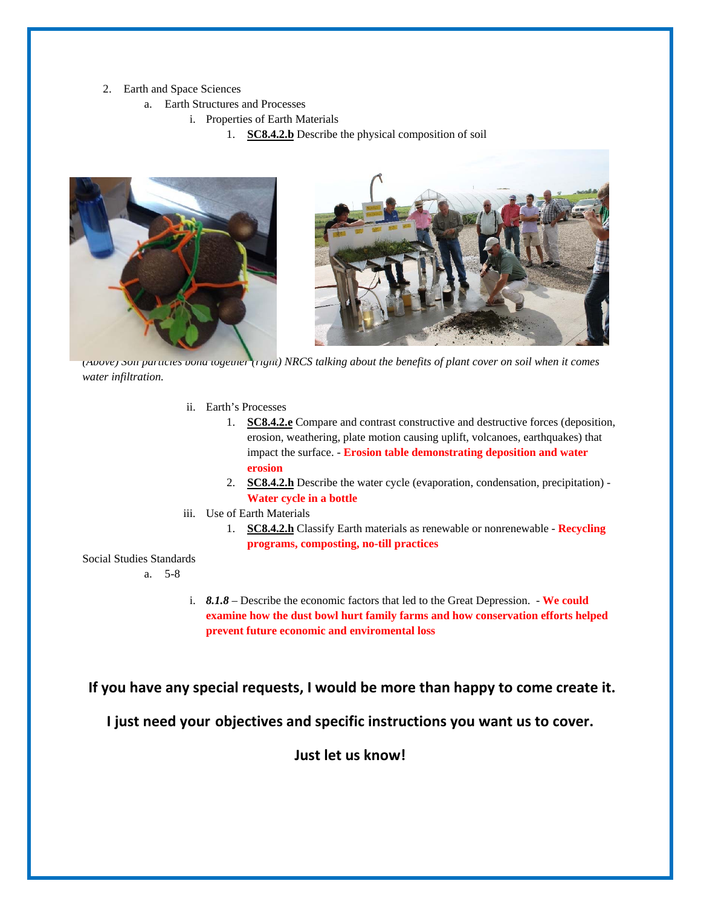2. Earth and Space Sciences
   a. Earth Structures and Processes
      i. Properties of Earth Materials
         1. **SC8.4.2.b** Describe the physical composition of soil

*(Above) Soil particles bond together (right) NRCS talking about the benefits of plant cover on soil when it comes water infiltration.*

      ii. Earth's Processes
         1. **SC8.4.2.e** Compare and contrast constructive and destructive forces (deposition, erosion, weathering, plate motion causing uplift, volcanoes, earthquakes) that impact the surface. - **Erosion table demonstrating deposition and water erosion**
         2. **SC8.4.2.h** Describe the water cycle (evaporation, condensation, precipitation) - **Water cycle in a bottle**
      iii. Use of Earth Materials
         1. **SC8.4.2.h** Classify Earth materials as renewable or nonrenewable - **Recycling programs, composting, no-till practices**

Social Studies Standards
   a. 5-8
      i. ***8.1.8*** – Describe the economic factors that led to the Great Depression. - **We could examine how the dust bowl hurt family farms and how conservation efforts helped prevent future economic and enviromental loss**

**If you have any special requests, I would be more than happy to come create it.**

**I just need your objectives and specific instructions you want us to cover.**

**Just let us know!**